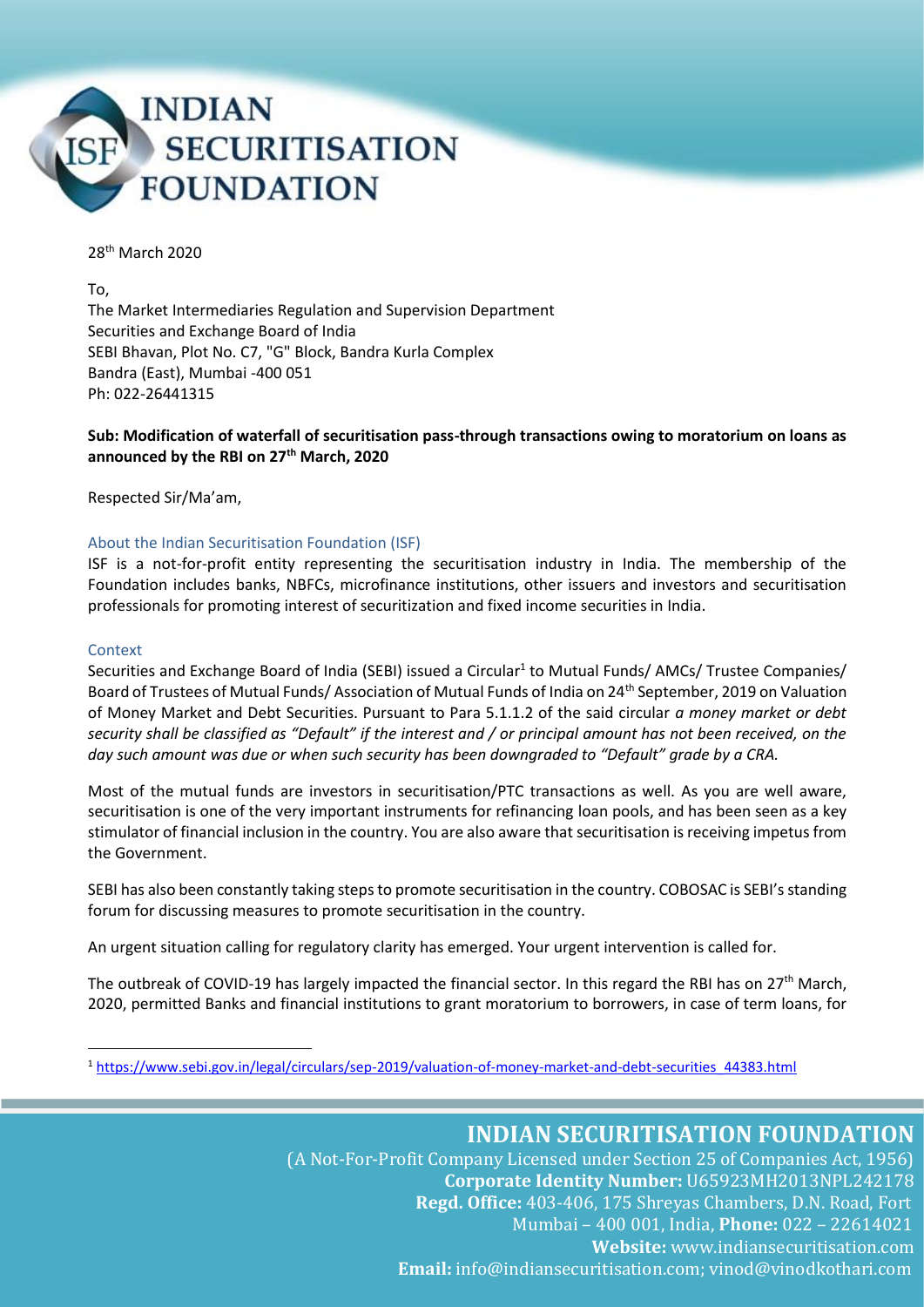# INDIAN SECURITISATION FOUNDATION

28th March 2020

To,
The Market Intermediaries Regulation and Supervision Department
Securities and Exchange Board of India
SEBI Bhavan, Plot No. C7, "G" Block, Bandra Kurla Complex
Bandra (East), Mumbai -400 051
Ph: 022-26441315

**Sub: Modification of waterfall of securitisation pass-through transactions owing to moratorium on loans as announced by the RBI on 27th March, 2020**

Respected Sir/Ma'am,

## About the Indian Securitisation Foundation (ISF)

ISF is a not-for-profit entity representing the securitisation industry in India. The membership of the Foundation includes banks, NBFCs, microfinance institutions, other issuers and investors and securitisation professionals for promoting interest of securitization and fixed income securities in India.

## Context

Securities and Exchange Board of India (SEBI) issued a Circular[1] to Mutual Funds/ AMCs/ Trustee Companies/ Board of Trustees of Mutual Funds/ Association of Mutual Funds of India on 24th September, 2019 on Valuation of Money Market and Debt Securities. Pursuant to Para 5.1.1.2 of the said circular *a money market or debt security shall be classified as "Default" if the interest and / or principal amount has not been received, on the day such amount was due or when such security has been downgraded to "Default" grade by a CRA.*

Most of the mutual funds are investors in securitisation/PTC transactions as well. As you are well aware, securitisation is one of the very important instruments for refinancing loan pools, and has been seen as a key stimulator of financial inclusion in the country. You are also aware that securitisation is receiving impetus from the Government.

SEBI has also been constantly taking steps to promote securitisation in the country. COBOSAC is SEBI's standing forum for discussing measures to promote securitisation in the country.

An urgent situation calling for regulatory clarity has emerged. Your urgent intervention is called for.

The outbreak of COVID-19 has largely impacted the financial sector. In this regard the RBI has on 27th March, 2020, permitted Banks and financial institutions to grant moratorium to borrowers, in case of term loans, for

---

[1] https://www.sebi.gov.in/legal/circulars/sep-2019/valuation-of-money-market-and-debt-securities_44383.html

**INDIAN SECURITISATION FOUNDATION**
(A Not-For-Profit Company Licensed under Section 25 of Companies Act, 1956)
**Corporate Identity Number:** U65923MH2013NPL242178
**Regd. Office:** 403-406, 175 Shreyas Chambers, D.N. Road, Fort
Mumbai – 400 001, India, **Phone:** 022 – 22614021
**Website:** www.indiansecuritisation.com
**Email:** info@indiansecuritisation.com; vinod@vinodkothari.com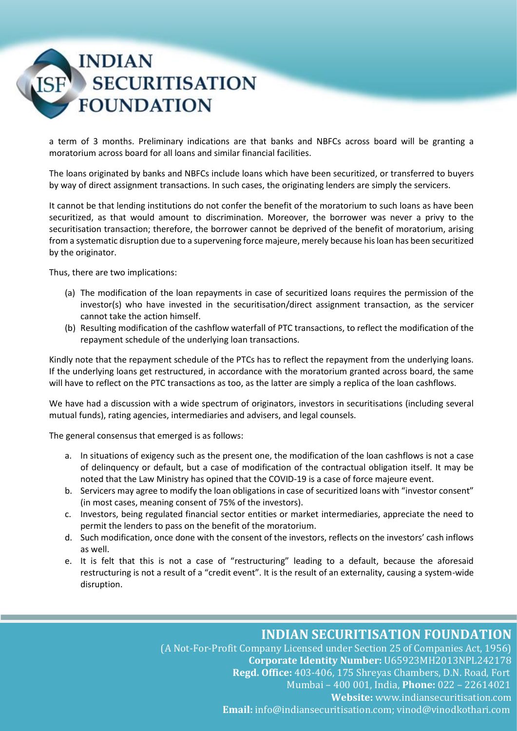a term of 3 months. Preliminary indications are that banks and NBFCs across board will be granting a moratorium across board for all loans and similar financial facilities.

The loans originated by banks and NBFCs include loans which have been securitized, or transferred to buyers by way of direct assignment transactions. In such cases, the originating lenders are simply the servicers.

It cannot be that lending institutions do not confer the benefit of the moratorium to such loans as have been securitized, as that would amount to discrimination. Moreover, the borrower was never a privy to the securitisation transaction; therefore, the borrower cannot be deprived of the benefit of moratorium, arising from a systematic disruption due to a supervening force majeure, merely because his loan has been securitized by the originator.

Thus, there are two implications:

(a) The modification of the loan repayments in case of securitized loans requires the permission of the investor(s) who have invested in the securitisation/direct assignment transaction, as the servicer cannot take the action himself.
(b) Resulting modification of the cashflow waterfall of PTC transactions, to reflect the modification of the repayment schedule of the underlying loan transactions.

Kindly note that the repayment schedule of the PTCs has to reflect the repayment from the underlying loans. If the underlying loans get restructured, in accordance with the moratorium granted across board, the same will have to reflect on the PTC transactions as too, as the latter are simply a replica of the loan cashflows.

We have had a discussion with a wide spectrum of originators, investors in securitisations (including several mutual funds), rating agencies, intermediaries and advisers, and legal counsels.

The general consensus that emerged is as follows:

a. In situations of exigency such as the present one, the modification of the loan cashflows is not a case of delinquency or default, but a case of modification of the contractual obligation itself. It may be noted that the Law Ministry has opined that the COVID-19 is a case of force majeure event.
b. Servicers may agree to modify the loan obligations in case of securitized loans with "investor consent" (in most cases, meaning consent of 75% of the investors).
c. Investors, being regulated financial sector entities or market intermediaries, appreciate the need to permit the lenders to pass on the benefit of the moratorium.
d. Such modification, once done with the consent of the investors, reflects on the investors' cash inflows as well.
e. It is felt that this is not a case of "restructuring" leading to a default, because the aforesaid restructuring is not a result of a "credit event". It is the result of an externality, causing a system-wide disruption.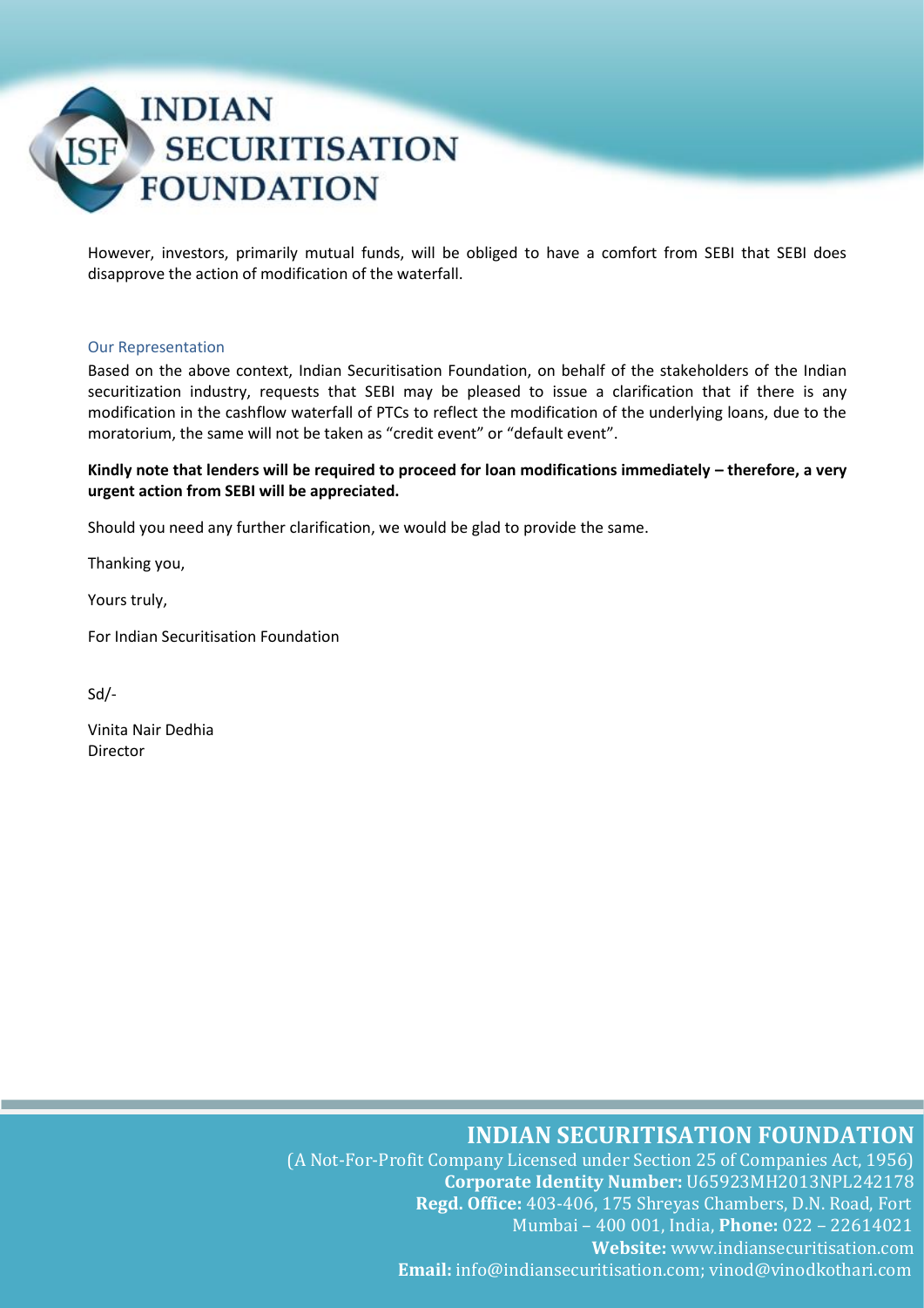However, investors, primarily mutual funds, will be obliged to have a comfort from SEBI that SEBI does disapprove the action of modification of the waterfall.

### Our Representation

Based on the above context, Indian Securitisation Foundation, on behalf of the stakeholders of the Indian securitization industry, requests that SEBI may be pleased to issue a clarification that if there is any modification in the cashflow waterfall of PTCs to reflect the modification of the underlying loans, due to the moratorium, the same will not be taken as "credit event" or "default event".

**Kindly note that lenders will be required to proceed for loan modifications immediately – therefore, a very urgent action from SEBI will be appreciated.**

Should you need any further clarification, we would be glad to provide the same.

Thanking you,

Yours truly,

For Indian Securitisation Foundation

Sd/-

Vinita Nair Dedhia
Director